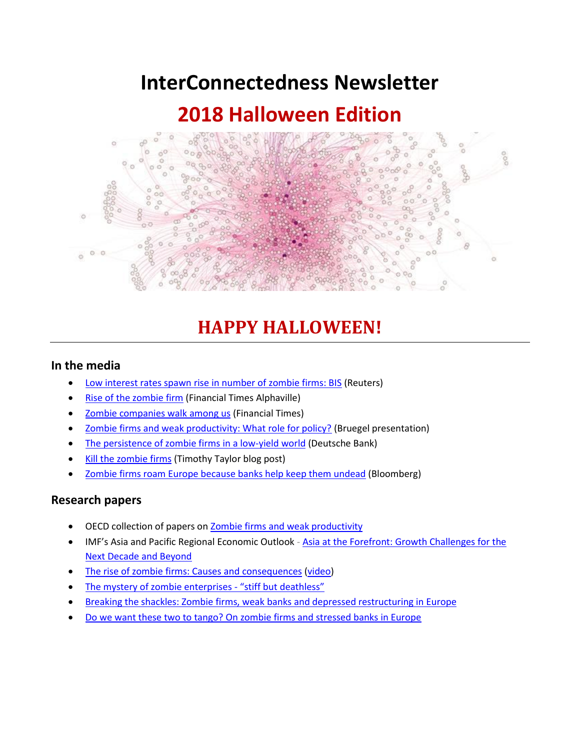# InterConnectedness Newsletter

## 2018 Halloween Edition

# HAPPY HALLOWEEN!

---

### In the media

- Low interest rates spawn rise in number of zombie firms: BIS (Reuters)
- Rise of the zombie firm (Financial Times Alphaville)
- Zombie companies walk among us (Financial Times)
- Zombie firms and weak productivity: What role for policy? (Bruegel presentation)
- The persistence of zombie firms in a low-yield world (Deutsche Bank)
- Kill the zombie firms (Timothy Taylor blog post)
- Zombie firms roam Europe because banks help keep them undead (Bloomberg)

### Research papers

- OECD collection of papers on Zombie firms and weak productivity
- IMF's Asia and Pacific Regional Economic Outlook - Asia at the Forefront: Growth Challenges for the Next Decade and Beyond
- The rise of zombie firms: Causes and consequences (video)
- The mystery of zombie enterprises - "stiff but deathless"
- Breaking the shackles: Zombie firms, weak banks and depressed restructuring in Europe
- Do we want these two to tango? On zombie firms and stressed banks in Europe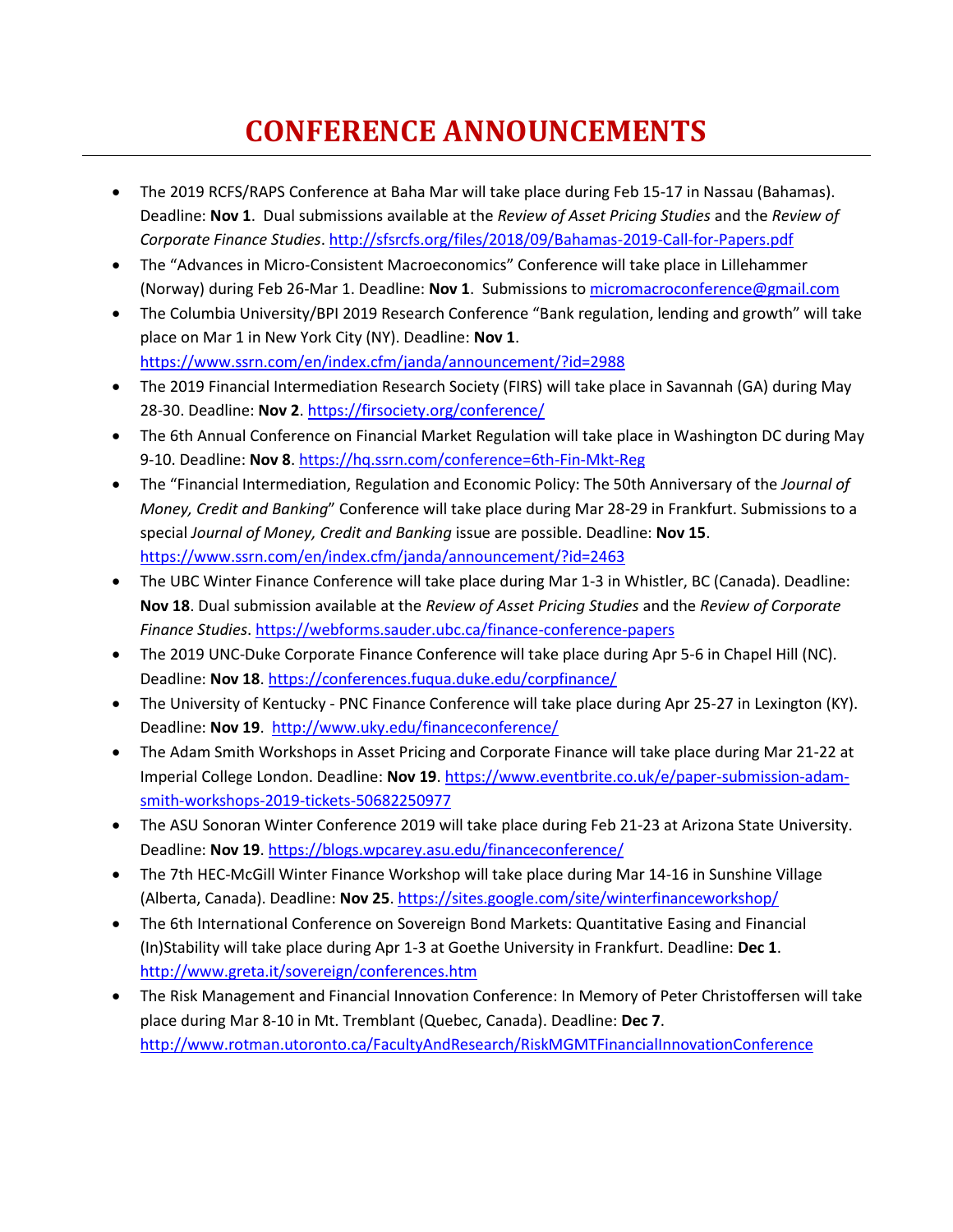# CONFERENCE ANNOUNCEMENTS

- The 2019 RCFS/RAPS Conference at Baha Mar will take place during Feb 15-17 in Nassau (Bahamas). Deadline: **Nov 1**. Dual submissions available at the *Review of Asset Pricing Studies* and the *Review of Corporate Finance Studies*. http://sfsrcfs.org/files/2018/09/Bahamas-2019-Call-for-Papers.pdf
- The "Advances in Micro-Consistent Macroeconomics" Conference will take place in Lillehammer (Norway) during Feb 26-Mar 1. Deadline: **Nov 1**. Submissions to micromacroconference@gmail.com
- The Columbia University/BPI 2019 Research Conference "Bank regulation, lending and growth" will take place on Mar 1 in New York City (NY). Deadline: **Nov 1**. https://www.ssrn.com/en/index.cfm/janda/announcement/?id=2988
- The 2019 Financial Intermediation Research Society (FIRS) will take place in Savannah (GA) during May 28-30. Deadline: **Nov 2**. https://firsociety.org/conference/
- The 6th Annual Conference on Financial Market Regulation will take place in Washington DC during May 9-10. Deadline: **Nov 8**. https://hq.ssrn.com/conference=6th-Fin-Mkt-Reg
- The "Financial Intermediation, Regulation and Economic Policy: The 50th Anniversary of the *Journal of Money, Credit and Banking*" Conference will take place during Mar 28-29 in Frankfurt. Submissions to a special *Journal of Money, Credit and Banking* issue are possible. Deadline: **Nov 15**. https://www.ssrn.com/en/index.cfm/janda/announcement/?id=2463
- The UBC Winter Finance Conference will take place during Mar 1-3 in Whistler, BC (Canada). Deadline: **Nov 18**. Dual submission available at the *Review of Asset Pricing Studies* and the *Review of Corporate Finance Studies*. https://webforms.sauder.ubc.ca/finance-conference-papers
- The 2019 UNC-Duke Corporate Finance Conference will take place during Apr 5-6 in Chapel Hill (NC). Deadline: **Nov 18**. https://conferences.fuqua.duke.edu/corpfinance/
- The University of Kentucky - PNC Finance Conference will take place during Apr 25-27 in Lexington (KY). Deadline: **Nov 19**. http://www.uky.edu/financeconference/
- The Adam Smith Workshops in Asset Pricing and Corporate Finance will take place during Mar 21-22 at Imperial College London. Deadline: **Nov 19**. https://www.eventbrite.co.uk/e/paper-submission-adam-smith-workshops-2019-tickets-50682250977
- The ASU Sonoran Winter Conference 2019 will take place during Feb 21-23 at Arizona State University. Deadline: **Nov 19**. https://blogs.wpcarey.asu.edu/financeconference/
- The 7th HEC-McGill Winter Finance Workshop will take place during Mar 14-16 in Sunshine Village (Alberta, Canada). Deadline: **Nov 25**. https://sites.google.com/site/winterfinanceworkshop/
- The 6th International Conference on Sovereign Bond Markets: Quantitative Easing and Financial (In)Stability will take place during Apr 1-3 at Goethe University in Frankfurt. Deadline: **Dec 1**. http://www.greta.it/sovereign/conferences.htm
- The Risk Management and Financial Innovation Conference: In Memory of Peter Christoffersen will take place during Mar 8-10 in Mt. Tremblant (Quebec, Canada). Deadline: **Dec 7**. http://www.rotman.utoronto.ca/FacultyAndResearch/RiskMGMTFinancialInnovationConference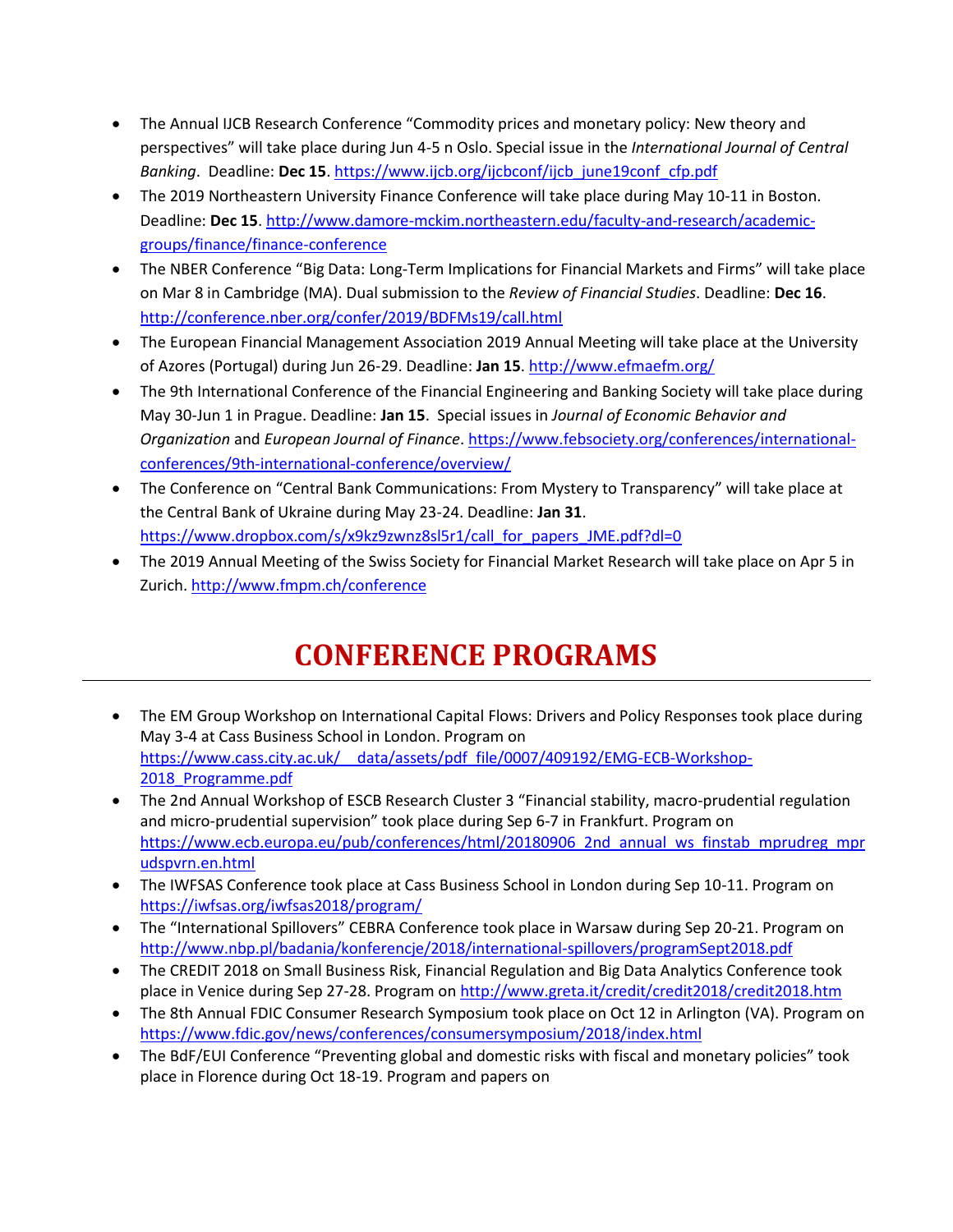- The Annual IJCB Research Conference “Commodity prices and monetary policy: New theory and perspectives” will take place during Jun 4-5 n Oslo. Special issue in the *International Journal of Central Banking*. Deadline: **Dec 15**. https://www.ijcb.org/ijcbconf/ijcb_june19conf_cfp.pdf
- The 2019 Northeastern University Finance Conference will take place during May 10-11 in Boston. Deadline: **Dec 15**. http://www.damore-mckim.northeastern.edu/faculty-and-research/academic-groups/finance/finance-conference
- The NBER Conference “Big Data: Long-Term Implications for Financial Markets and Firms” will take place on Mar 8 in Cambridge (MA). Dual submission to the *Review of Financial Studies*. Deadline: **Dec 16**. http://conference.nber.org/confer/2019/BDFMs19/call.html
- The European Financial Management Association 2019 Annual Meeting will take place at the University of Azores (Portugal) during Jun 26-29. Deadline: **Jan 15**. http://www.efmaefm.org/
- The 9th International Conference of the Financial Engineering and Banking Society will take place during May 30-Jun 1 in Prague. Deadline: **Jan 15**. Special issues in *Journal of Economic Behavior and Organization* and *European Journal of Finance*. https://www.febsociety.org/conferences/international-conferences/9th-international-conference/overview/
- The Conference on “Central Bank Communications: From Mystery to Transparency” will take place at the Central Bank of Ukraine during May 23-24. Deadline: **Jan 31**. https://www.dropbox.com/s/x9kz9zwnz8sl5r1/call_for_papers_JME.pdf?dl=0
- The 2019 Annual Meeting of the Swiss Society for Financial Market Research will take place on Apr 5 in Zurich. http://www.fmpm.ch/conference

# CONFERENCE PROGRAMS

- The EM Group Workshop on International Capital Flows: Drivers and Policy Responses took place during May 3-4 at Cass Business School in London. Program on https://www.cass.city.ac.uk/__data/assets/pdf_file/0007/409192/EMG-ECB-Workshop-2018_Programme.pdf
- The 2nd Annual Workshop of ESCB Research Cluster 3 “Financial stability, macro-prudential regulation and micro-prudential supervision” took place during Sep 6-7 in Frankfurt. Program on https://www.ecb.europa.eu/pub/conferences/html/20180906_2nd_annual_ws_finstab_mprudreg_mprudspvrn.en.html
- The IWFSAS Conference took place at Cass Business School in London during Sep 10-11. Program on https://iwfsas.org/iwfsas2018/program/
- The “International Spillovers” CEBRA Conference took place in Warsaw during Sep 20-21. Program on http://www.nbp.pl/badania/konferencje/2018/international-spillovers/programSept2018.pdf
- The CREDIT 2018 on Small Business Risk, Financial Regulation and Big Data Analytics Conference took place in Venice during Sep 27-28. Program on http://www.greta.it/credit/credit2018/credit2018.htm
- The 8th Annual FDIC Consumer Research Symposium took place on Oct 12 in Arlington (VA). Program on https://www.fdic.gov/news/conferences/consumersymposium/2018/index.html
- The BdF/EUI Conference “Preventing global and domestic risks with fiscal and monetary policies” took place in Florence during Oct 18-19. Program and papers on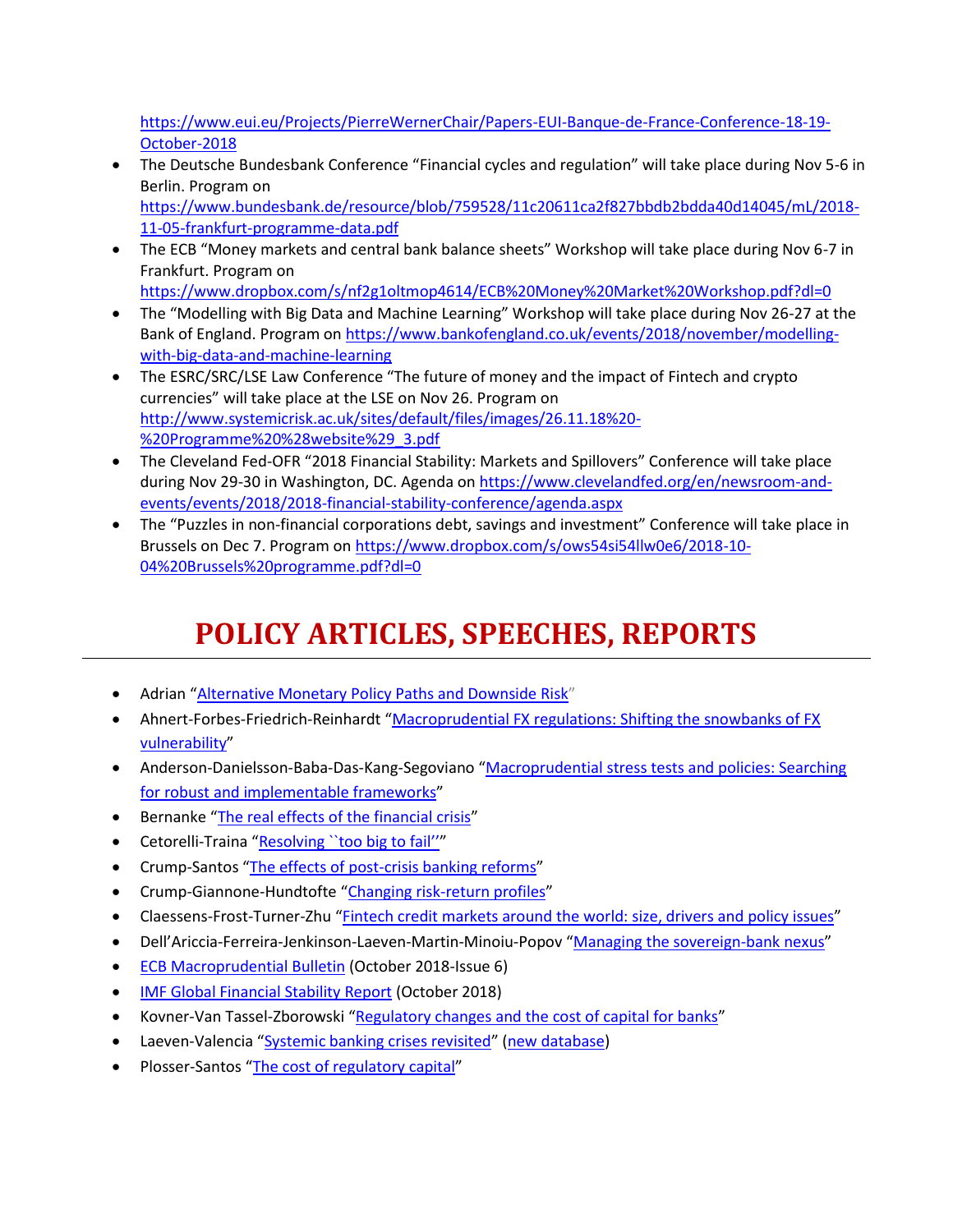https://www.eui.eu/Projects/PierreWernerChair/Papers-EUI-Banque-de-France-Conference-18-19-October-2018

- The Deutsche Bundesbank Conference "Financial cycles and regulation" will take place during Nov 5-6 in Berlin. Program on https://www.bundesbank.de/resource/blob/759528/11c20611ca2f827bbdb2bdda40d14045/mL/2018-11-05-frankfurt-programme-data.pdf
- The ECB "Money markets and central bank balance sheets" Workshop will take place during Nov 6-7 in Frankfurt. Program on https://www.dropbox.com/s/nf2g1oltmop4614/ECB%20Money%20Market%20Workshop.pdf?dl=0
- The "Modelling with Big Data and Machine Learning" Workshop will take place during Nov 26-27 at the Bank of England. Program on https://www.bankofengland.co.uk/events/2018/november/modelling-with-big-data-and-machine-learning
- The ESRC/SRC/LSE Law Conference "The future of money and the impact of Fintech and crypto currencies" will take place at the LSE on Nov 26. Program on http://www.systemicrisk.ac.uk/sites/default/files/images/26.11.18%20-%20Programme%20%28website%29_3.pdf
- The Cleveland Fed-OFR "2018 Financial Stability: Markets and Spillovers" Conference will take place during Nov 29-30 in Washington, DC. Agenda on https://www.clevelandfed.org/en/newsroom-and-events/events/2018/2018-financial-stability-conference/agenda.aspx
- The "Puzzles in non-financial corporations debt, savings and investment" Conference will take place in Brussels on Dec 7. Program on https://www.dropbox.com/s/ows54si54llw0e6/2018-10-04%20Brussels%20programme.pdf?dl=0

# POLICY ARTICLES, SPEECHES, REPORTS

- Adrian "Alternative Monetary Policy Paths and Downside Risk"
- Ahnert-Forbes-Friedrich-Reinhardt "Macroprudential FX regulations: Shifting the snowbanks of FX vulnerability"
- Anderson-Danielsson-Baba-Das-Kang-Segoviano "Macroprudential stress tests and policies: Searching for robust and implementable frameworks"
- Bernanke "The real effects of the financial crisis"
- Cetorelli-Traina "Resolving ``too big to fail''"
- Crump-Santos "The effects of post-crisis banking reforms"
- Crump-Giannone-Hundtofte "Changing risk-return profiles"
- Claessens-Frost-Turner-Zhu "Fintech credit markets around the world: size, drivers and policy issues"
- Dell'Ariccia-Ferreira-Jenkinson-Laeven-Martin-Minoiu-Popov "Managing the sovereign-bank nexus"
- ECB Macroprudential Bulletin (October 2018-Issue 6)
- IMF Global Financial Stability Report (October 2018)
- Kovner-Van Tassel-Zborowski "Regulatory changes and the cost of capital for banks"
- Laeven-Valencia "Systemic banking crises revisited" (new database)
- Plosser-Santos "The cost of regulatory capital"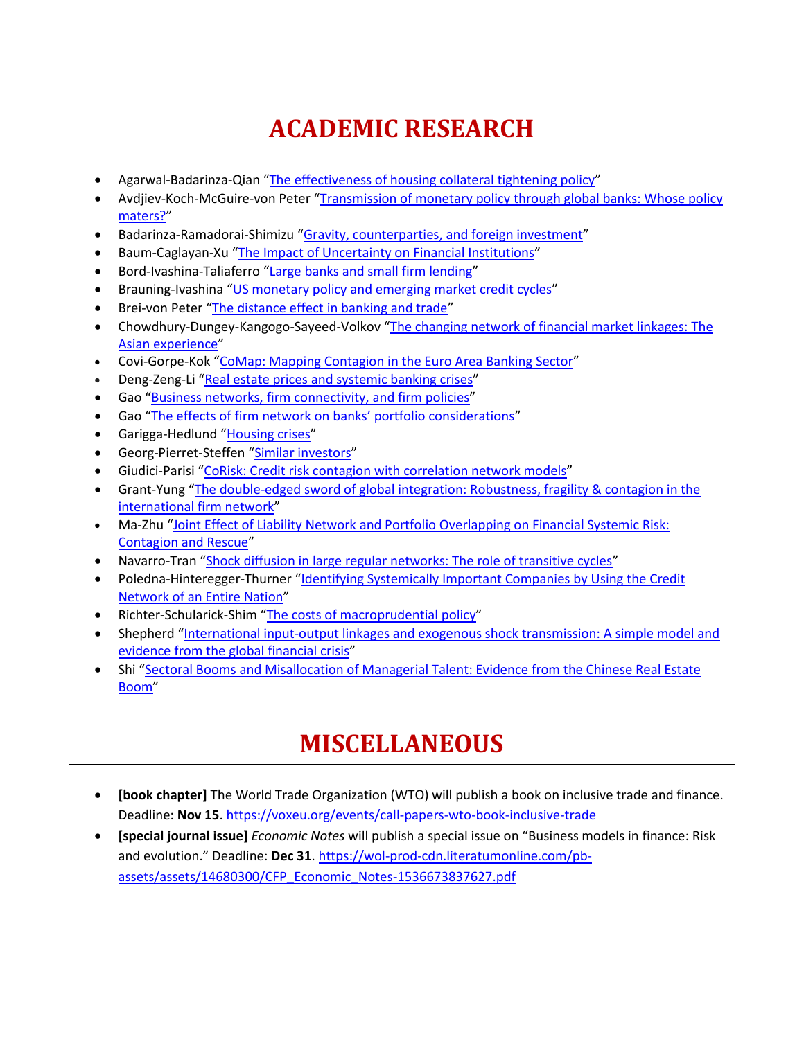# ACADEMIC RESEARCH

- Agarwal-Badarinza-Qian "The effectiveness of housing collateral tightening policy"
- Avdjiev-Koch-McGuire-von Peter "Transmission of monetary policy through global banks: Whose policy maters?"
- Badarinza-Ramadorai-Shimizu "Gravity, counterparties, and foreign investment"
- Baum-Caglayan-Xu "The Impact of Uncertainty on Financial Institutions"
- Bord-Ivashina-Taliaferro "Large banks and small firm lending"
- Brauning-Ivashina "US monetary policy and emerging market credit cycles"
- Brei-von Peter "The distance effect in banking and trade"
- Chowdhury-Dungey-Kangogo-Sayeed-Volkov "The changing network of financial market linkages: The Asian experience"
- Covi-Gorpe-Kok "CoMap: Mapping Contagion in the Euro Area Banking Sector"
- Deng-Zeng-Li "Real estate prices and systemic banking crises"
- Gao "Business networks, firm connectivity, and firm policies"
- Gao "The effects of firm network on banks' portfolio considerations"
- Garigga-Hedlund "Housing crises"
- Georg-Pierret-Steffen "Similar investors"
- Giudici-Parisi "CoRisk: Credit risk contagion with correlation network models"
- Grant-Yung "The double-edged sword of global integration: Robustness, fragility & contagion in the international firm network"
- Ma-Zhu "Joint Effect of Liability Network and Portfolio Overlapping on Financial Systemic Risk: Contagion and Rescue"
- Navarro-Tran "Shock diffusion in large regular networks: The role of transitive cycles"
- Poledna-Hinteregger-Thurner "Identifying Systemically Important Companies by Using the Credit Network of an Entire Nation"
- Richter-Schularick-Shim "The costs of macroprudential policy"
- Shepherd "International input-output linkages and exogenous shock transmission: A simple model and evidence from the global financial crisis"
- Shi "Sectoral Booms and Misallocation of Managerial Talent: Evidence from the Chinese Real Estate Boom"

# MISCELLANEOUS

- **[book chapter]** The World Trade Organization (WTO) will publish a book on inclusive trade and finance. Deadline: **Nov 15**. https://voxeu.org/events/call-papers-wto-book-inclusive-trade
- **[special journal issue]** *Economic Notes* will publish a special issue on "Business models in finance: Risk and evolution." Deadline: **Dec 31**. https://wol-prod-cdn.literatumonline.com/pb-assets/assets/14680300/CFP_Economic_Notes-1536673837627.pdf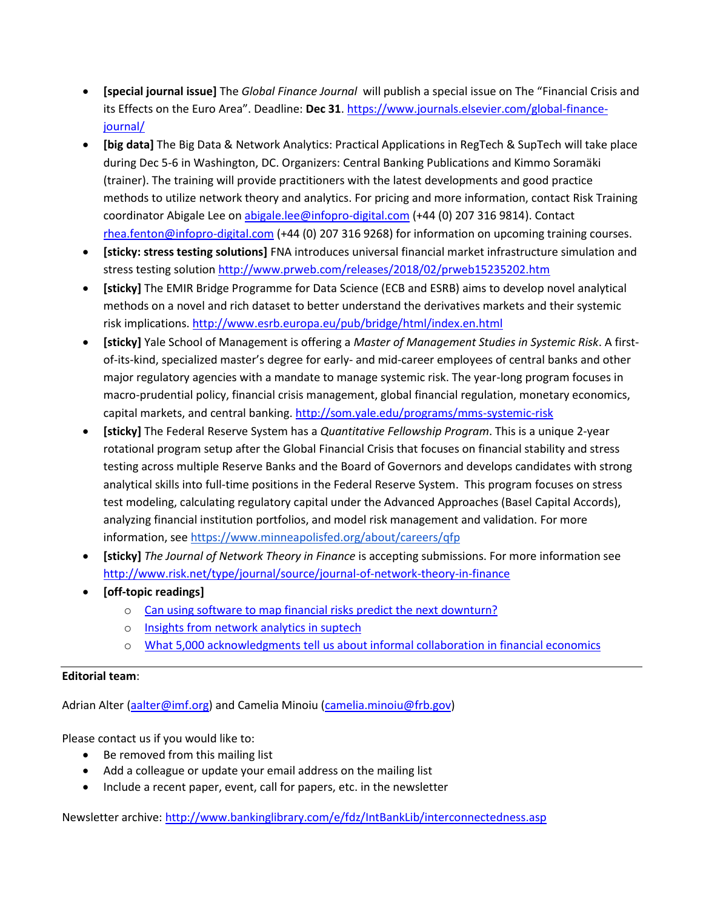- **[special journal issue]** The *Global Finance Journal* will publish a special issue on The "Financial Crisis and its Effects on the Euro Area". Deadline: **Dec 31**. [https://www.journals.elsevier.com/global-finance-journal/](https://www.journals.elsevier.com/global-finance-journal/)
- **[big data]** The Big Data & Network Analytics: Practical Applications in RegTech & SupTech will take place during Dec 5-6 in Washington, DC. Organizers: Central Banking Publications and Kimmo Soramäki (trainer). The training will provide practitioners with the latest developments and good practice methods to utilize network theory and analytics. For pricing and more information, contact Risk Training coordinator Abigale Lee on [abigale.lee@infopro-digital.com](mailto:abigale.lee@infopro-digital.com) (+44 (0) 207 316 9814). Contact [rhea.fenton@infopro-digital.com](mailto:rhea.fenton@infopro-digital.com) (+44 (0) 207 316 9268) for information on upcoming training courses.
- **[sticky: stress testing solutions]** FNA introduces universal financial market infrastructure simulation and stress testing solution [http://www.prweb.com/releases/2018/02/prweb15235202.htm](http://www.prweb.com/releases/2018/02/prweb15235202.htm)
- **[sticky]** The EMIR Bridge Programme for Data Science (ECB and ESRB) aims to develop novel analytical methods on a novel and rich dataset to better understand the derivatives markets and their systemic risk implications. [http://www.esrb.europa.eu/pub/bridge/html/index.en.html](http://www.esrb.europa.eu/pub/bridge/html/index.en.html)
- **[sticky]** Yale School of Management is offering a *Master of Management Studies in Systemic Risk*. A first-of-its-kind, specialized master's degree for early- and mid-career employees of central banks and other major regulatory agencies with a mandate to manage systemic risk. The year-long program focuses in macro-prudential policy, financial crisis management, global financial regulation, monetary economics, capital markets, and central banking. [http://som.yale.edu/programs/mms-systemic-risk](http://som.yale.edu/programs/mms-systemic-risk)
- **[sticky]** The Federal Reserve System has a *Quantitative Fellowship Program*. This is a unique 2-year rotational program setup after the Global Financial Crisis that focuses on financial stability and stress testing across multiple Reserve Banks and the Board of Governors and develops candidates with strong analytical skills into full-time positions in the Federal Reserve System. This program focuses on stress test modeling, calculating regulatory capital under the Advanced Approaches (Basel Capital Accords), analyzing financial institution portfolios, and model risk management and validation. For more information, see [https://www.minneapolisfed.org/about/careers/qfp](https://www.minneapolisfed.org/about/careers/qfp)
- **[sticky]** *The Journal of Network Theory in Finance* is accepting submissions. For more information see [http://www.risk.net/type/journal/source/journal-of-network-theory-in-finance](http://www.risk.net/type/journal/source/journal-of-network-theory-in-finance)
- **[off-topic readings]**
  - Can using software to map financial risks predict the next downturn?
  - Insights from network analytics in suptech
  - What 5,000 acknowledgments tell us about informal collaboration in financial economics

---

**Editorial team**:

Adrian Alter ([aalter@imf.org](mailto:aalter@imf.org)) and Camelia Minoiu ([camelia.minoiu@frb.gov](mailto:camelia.minoiu@frb.gov))

Please contact us if you would like to:

- Be removed from this mailing list
- Add a colleague or update your email address on the mailing list
- Include a recent paper, event, call for papers, etc. in the newsletter

Newsletter archive: [http://www.bankinglibrary.com/e/fdz/IntBankLib/interconnectedness.asp](http://www.bankinglibrary.com/e/fdz/IntBankLib/interconnectedness.asp)